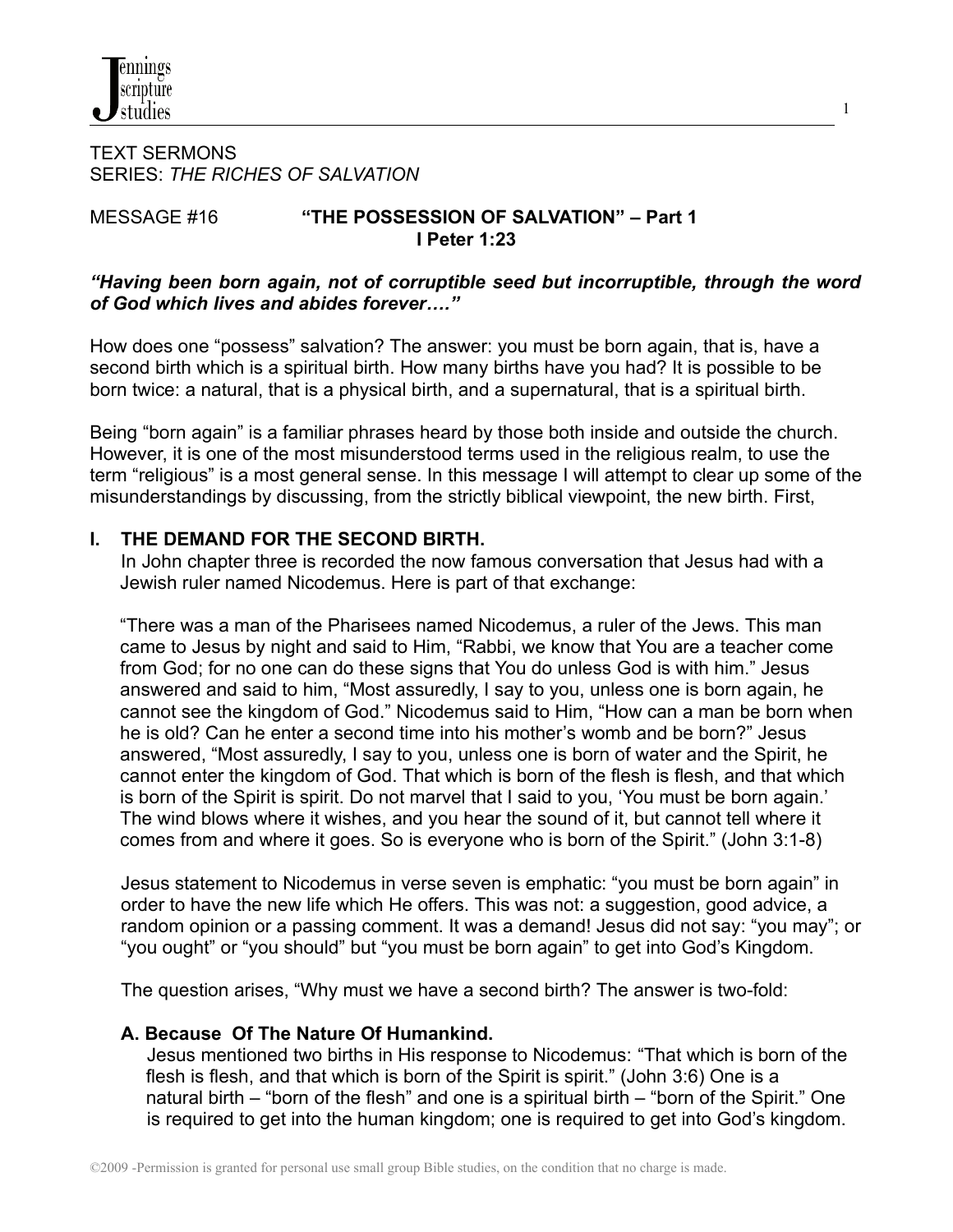TEXT SERMONS
SERIES: *THE RICHES OF SALVATION*

MESSAGE #16 **"THE POSSESSION OF SALVATION" – Part 1**
**I Peter 1:23**

***"Having been born again, not of corruptible seed but incorruptible, through the word of God which lives and abides forever…."***

How does one "possess" salvation? The answer: you must be born again, that is, have a second birth which is a spiritual birth. How many births have you had? It is possible to be born twice: a natural, that is a physical birth, and a supernatural, that is a spiritual birth.

Being "born again" is a familiar phrases heard by those both inside and outside the church. However, it is one of the most misunderstood terms used in the religious realm, to use the term "religious" is a most general sense. In this message I will attempt to clear up some of the misunderstandings by discussing, from the strictly biblical viewpoint, the new birth. First,

## I. THE DEMAND FOR THE SECOND BIRTH.

In John chapter three is recorded the now famous conversation that Jesus had with a Jewish ruler named Nicodemus. Here is part of that exchange:

"There was a man of the Pharisees named Nicodemus, a ruler of the Jews. This man came to Jesus by night and said to Him, "Rabbi, we know that You are a teacher come from God; for no one can do these signs that You do unless God is with him." Jesus answered and said to him, "Most assuredly, I say to you, unless one is born again, he cannot see the kingdom of God." Nicodemus said to Him, "How can a man be born when he is old? Can he enter a second time into his mother's womb and be born?" Jesus answered, "Most assuredly, I say to you, unless one is born of water and the Spirit, he cannot enter the kingdom of God. That which is born of the flesh is flesh, and that which is born of the Spirit is spirit. Do not marvel that I said to you, 'You must be born again.' The wind blows where it wishes, and you hear the sound of it, but cannot tell where it comes from and where it goes. So is everyone who is born of the Spirit." (John 3:1-8)

Jesus statement to Nicodemus in verse seven is emphatic: "you must be born again" in order to have the new life which He offers. This was not: a suggestion, good advice, a random opinion or a passing comment. It was a demand! Jesus did not say: "you may"; or "you ought" or "you should" but "you must be born again" to get into God's Kingdom.

The question arises, "Why must we have a second birth? The answer is two-fold:

### A. Because Of The Nature Of Humankind.

Jesus mentioned two births in His response to Nicodemus: "That which is born of the flesh is flesh, and that which is born of the Spirit is spirit." (John 3:6) One is a natural birth – "born of the flesh" and one is a spiritual birth – "born of the Spirit." One is required to get into the human kingdom; one is required to get into God's kingdom.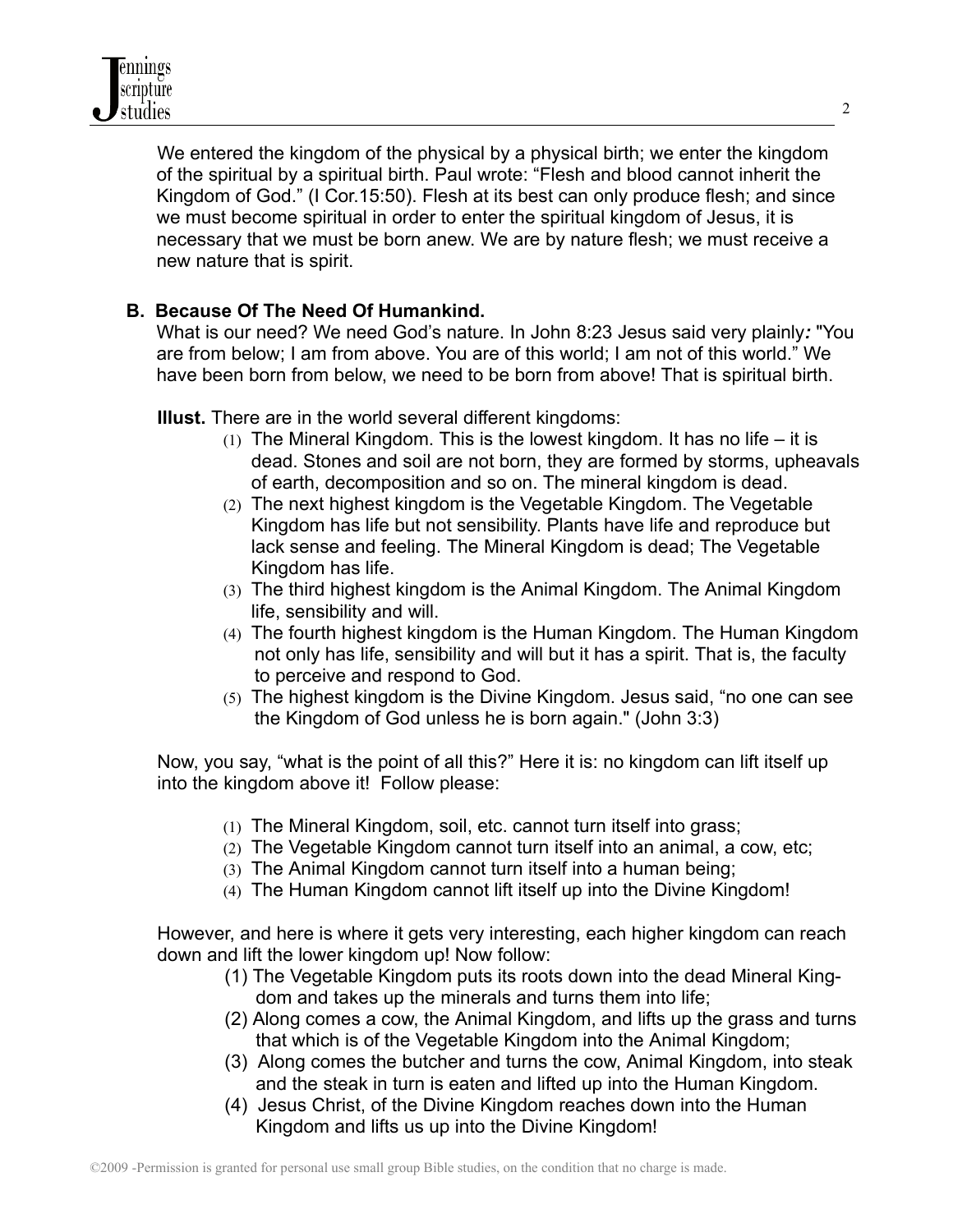We entered the kingdom of the physical by a physical birth; we enter the kingdom of the spiritual by a spiritual birth. Paul wrote: “Flesh and blood cannot inherit the Kingdom of God.” (I Cor.15:50). Flesh at its best can only produce flesh; and since we must become spiritual in order to enter the spiritual kingdom of Jesus, it is necessary that we must be born anew. We are by nature flesh; we must receive a new nature that is spirit.

**B. Because Of The Need Of Humankind.**

What is our need? We need God’s nature. In John 8:23 Jesus said very plainly***:*** "You are from below; I am from above. You are of this world; I am not of this world.” We have been born from below, we need to be born from above! That is spiritual birth.

**Illust.** There are in the world several different kingdoms:

(1) The Mineral Kingdom. This is the lowest kingdom. It has no life – it is dead. Stones and soil are not born, they are formed by storms, upheavals of earth, decomposition and so on. The mineral kingdom is dead.

(2) The next highest kingdom is the Vegetable Kingdom. The Vegetable Kingdom has life but not sensibility. Plants have life and reproduce but lack sense and feeling. The Mineral Kingdom is dead; The Vegetable Kingdom has life.

(3) The third highest kingdom is the Animal Kingdom. The Animal Kingdom life, sensibility and will.

(4) The fourth highest kingdom is the Human Kingdom. The Human Kingdom not only has life, sensibility and will but it has a spirit. That is, the faculty to perceive and respond to God.

(5) The highest kingdom is the Divine Kingdom. Jesus said, “no one can see the Kingdom of God unless he is born again." (John 3:3)

Now, you say, “what is the point of all this?” Here it is: no kingdom can lift itself up into the kingdom above it! Follow please:

(1) The Mineral Kingdom, soil, etc. cannot turn itself into grass;

(2) The Vegetable Kingdom cannot turn itself into an animal, a cow, etc;

(3) The Animal Kingdom cannot turn itself into a human being;

(4) The Human Kingdom cannot lift itself up into the Divine Kingdom!

However, and here is where it gets very interesting, each higher kingdom can reach down and lift the lower kingdom up! Now follow:

(1) The Vegetable Kingdom puts its roots down into the dead Mineral Kingdom and takes up the minerals and turns them into life;

(2) Along comes a cow, the Animal Kingdom, and lifts up the grass and turns that which is of the Vegetable Kingdom into the Animal Kingdom;

(3) Along comes the butcher and turns the cow, Animal Kingdom, into steak and the steak in turn is eaten and lifted up into the Human Kingdom.

(4) Jesus Christ, of the Divine Kingdom reaches down into the Human Kingdom and lifts us up into the Divine Kingdom!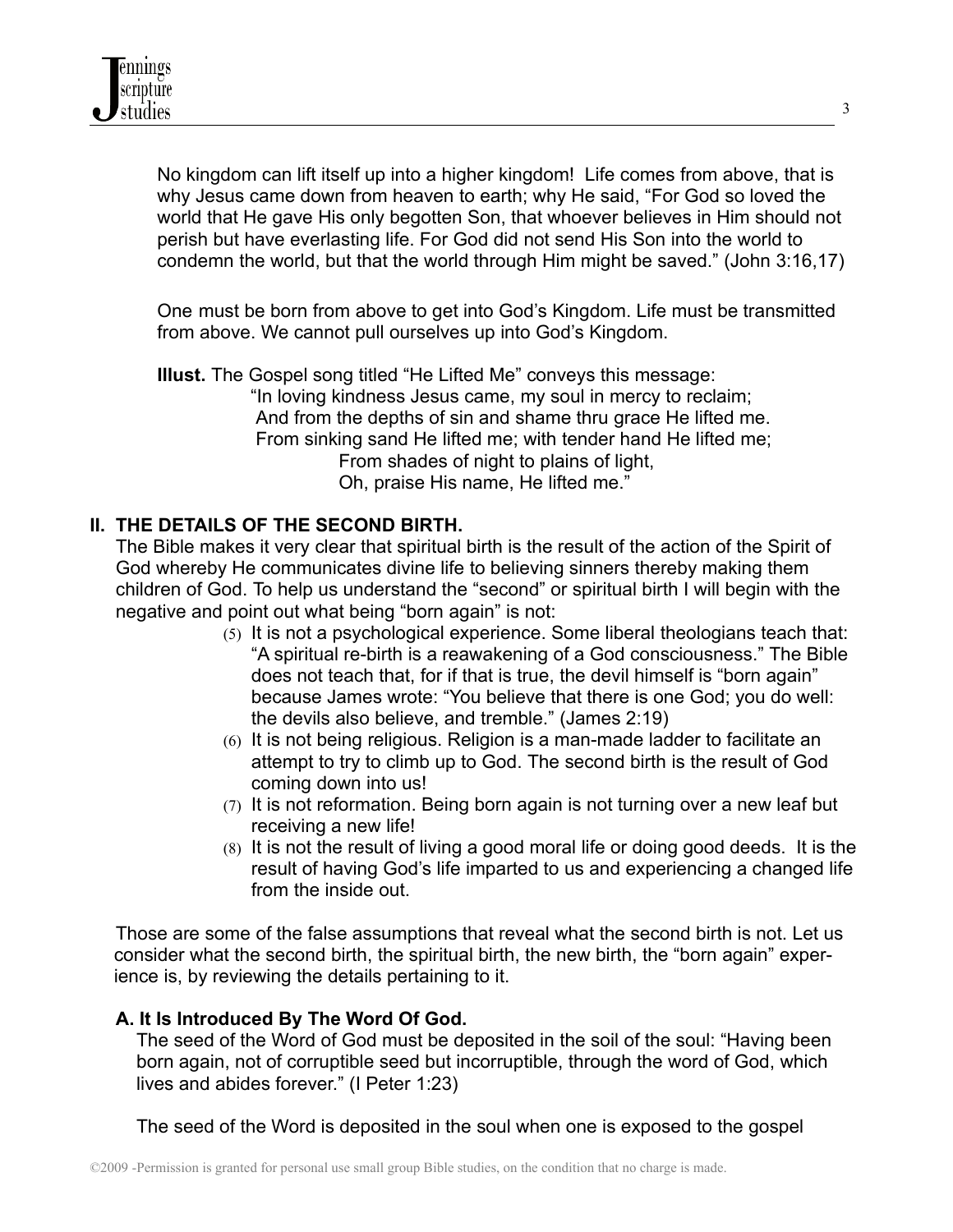No kingdom can lift itself up into a higher kingdom! Life comes from above, that is why Jesus came down from heaven to earth; why He said, "For God so loved the world that He gave His only begotten Son, that whoever believes in Him should not perish but have everlasting life. For God did not send His Son into the world to condemn the world, but that the world through Him might be saved." (John 3:16,17)

One must be born from above to get into God's Kingdom. Life must be transmitted from above. We cannot pull ourselves up into God's Kingdom.

**Illust.** The Gospel song titled "He Lifted Me" conveys this message:

> "In loving kindness Jesus came, my soul in mercy to reclaim;
> And from the depths of sin and shame thru grace He lifted me.
> From sinking sand He lifted me; with tender hand He lifted me;
> From shades of night to plains of light,
> Oh, praise His name, He lifted me."

## II. THE DETAILS OF THE SECOND BIRTH.

The Bible makes it very clear that spiritual birth is the result of the action of the Spirit of God whereby He communicates divine life to believing sinners thereby making them children of God. To help us understand the "second" or spiritual birth I will begin with the negative and point out what being "born again" is not:

(5) It is not a psychological experience. Some liberal theologians teach that: "A spiritual re-birth is a reawakening of a God consciousness." The Bible does not teach that, for if that is true, the devil himself is "born again" because James wrote: "You believe that there is one God; you do well: the devils also believe, and tremble." (James 2:19)

(6) It is not being religious. Religion is a man-made ladder to facilitate an attempt to try to climb up to God. The second birth is the result of God coming down into us!

(7) It is not reformation. Being born again is not turning over a new leaf but receiving a new life!

(8) It is not the result of living a good moral life or doing good deeds. It is the result of having God's life imparted to us and experiencing a changed life from the inside out.

Those are some of the false assumptions that reveal what the second birth is not. Let us consider what the second birth, the spiritual birth, the new birth, the "born again" experience is, by reviewing the details pertaining to it.

### A. It Is Introduced By The Word Of God.

The seed of the Word of God must be deposited in the soil of the soul: "Having been born again, not of corruptible seed but incorruptible, through the word of God, which lives and abides forever." (I Peter 1:23)

The seed of the Word is deposited in the soul when one is exposed to the gospel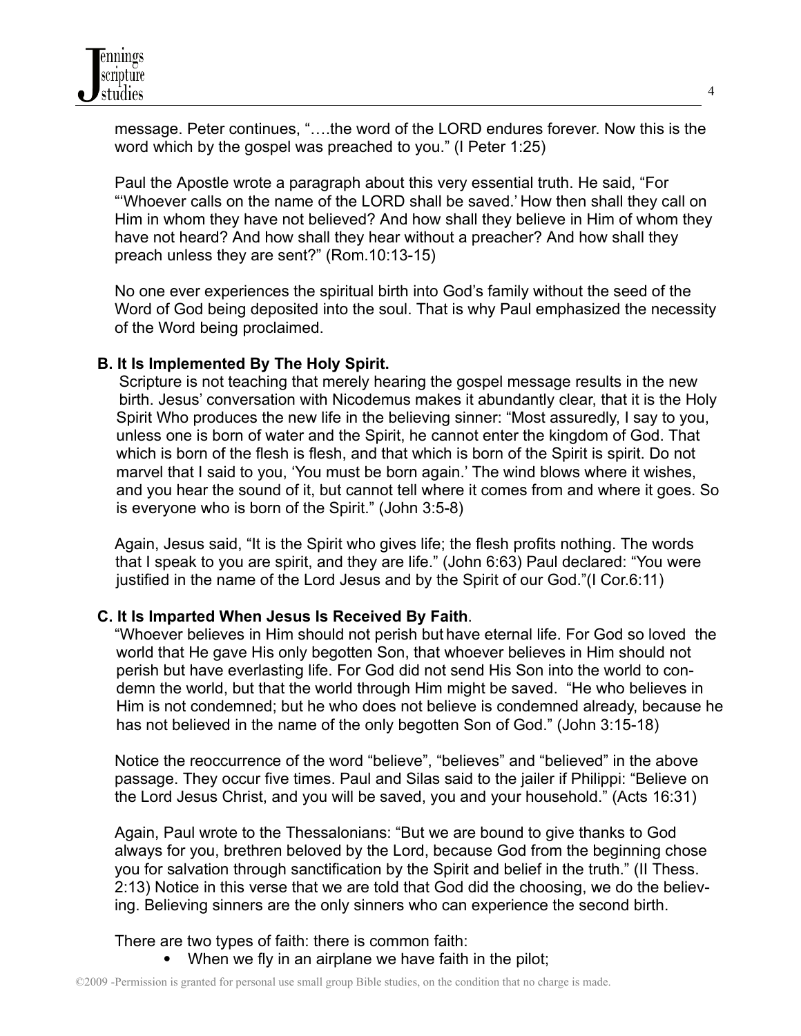message. Peter continues, "….the word of the LORD endures forever. Now this is the word which by the gospel was preached to you." (I Peter 1:25)

Paul the Apostle wrote a paragraph about this very essential truth. He said, "For "'Whoever calls on the name of the LORD shall be saved.' How then shall they call on Him in whom they have not believed? And how shall they believe in Him of whom they have not heard? And how shall they hear without a preacher? And how shall they preach unless they are sent?" (Rom.10:13-15)

No one ever experiences the spiritual birth into God's family without the seed of the Word of God being deposited into the soul. That is why Paul emphasized the necessity of the Word being proclaimed.

**B. It Is Implemented By The Holy Spirit.**

Scripture is not teaching that merely hearing the gospel message results in the new birth. Jesus' conversation with Nicodemus makes it abundantly clear, that it is the Holy Spirit Who produces the new life in the believing sinner: "Most assuredly, I say to you, unless one is born of water and the Spirit, he cannot enter the kingdom of God. That which is born of the flesh is flesh, and that which is born of the Spirit is spirit. Do not marvel that I said to you, 'You must be born again.' The wind blows where it wishes, and you hear the sound of it, but cannot tell where it comes from and where it goes. So is everyone who is born of the Spirit." (John 3:5-8)

Again, Jesus said, "It is the Spirit who gives life; the flesh profits nothing. The words that I speak to you are spirit, and they are life." (John 6:63) Paul declared: "You were justified in the name of the Lord Jesus and by the Spirit of our God."(I Cor.6:11)

**C. It Is Imparted When Jesus Is Received By Faith**.

"Whoever believes in Him should not perish but have eternal life. For God so loved the world that He gave His only begotten Son, that whoever believes in Him should not perish but have everlasting life. For God did not send His Son into the world to condemn the world, but that the world through Him might be saved. "He who believes in Him is not condemned; but he who does not believe is condemned already, because he has not believed in the name of the only begotten Son of God." (John 3:15-18)

Notice the reoccurrence of the word "believe", "believes" and "believed" in the above passage. They occur five times. Paul and Silas said to the jailer if Philippi: "Believe on the Lord Jesus Christ, and you will be saved, you and your household." (Acts 16:31)

Again, Paul wrote to the Thessalonians: "But we are bound to give thanks to God always for you, brethren beloved by the Lord, because God from the beginning chose you for salvation through sanctification by the Spirit and belief in the truth." (II Thess. 2:13) Notice in this verse that we are told that God did the choosing, we do the believing. Believing sinners are the only sinners who can experience the second birth.

There are two types of faith: there is common faith:

- When we fly in an airplane we have faith in the pilot;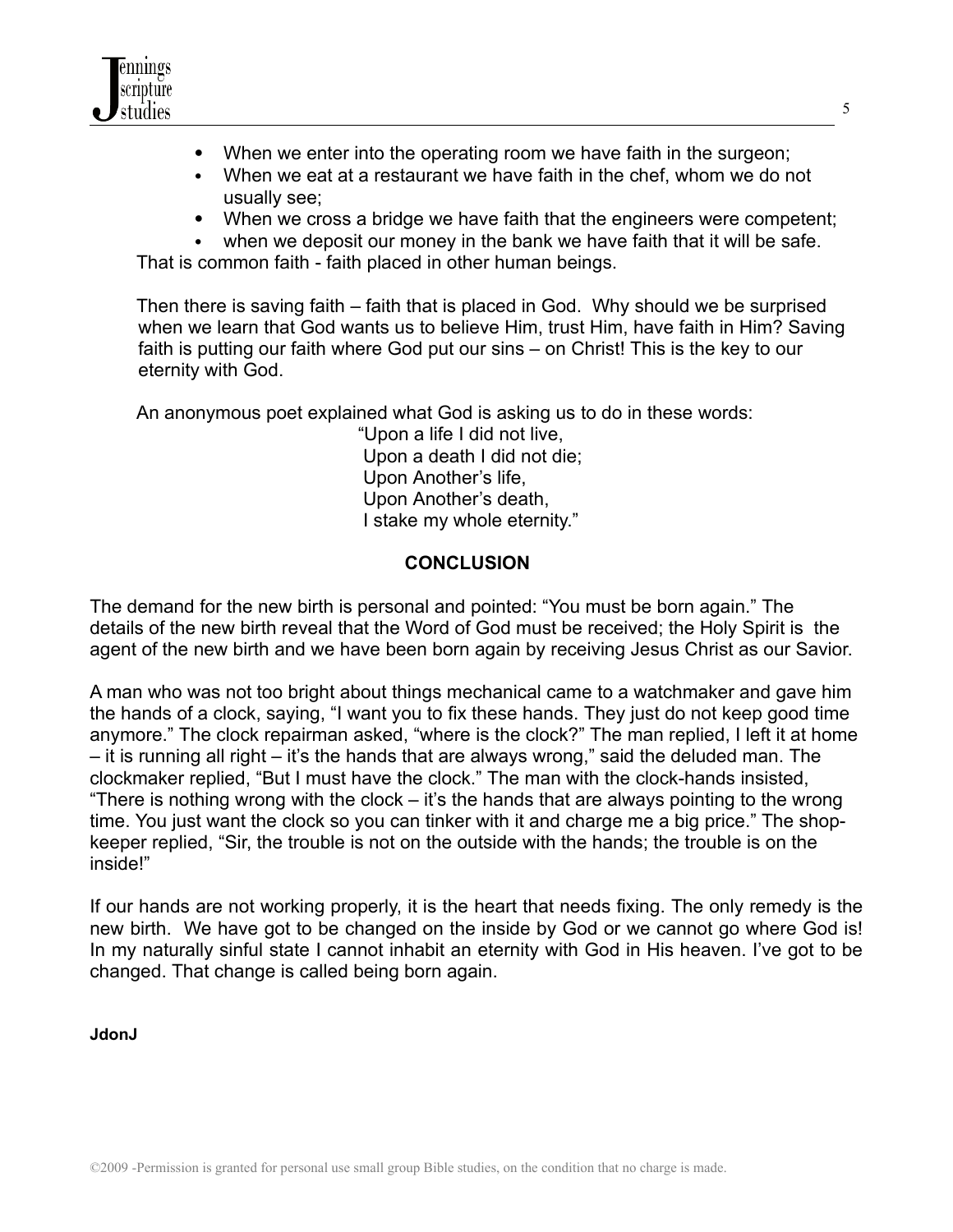- When we enter into the operating room we have faith in the surgeon;
- When we eat at a restaurant we have faith in the chef, whom we do not usually see;
- When we cross a bridge we have faith that the engineers were competent;
- when we deposit our money in the bank we have faith that it will be safe.

That is common faith - faith placed in other human beings.

Then there is saving faith – faith that is placed in God. Why should we be surprised when we learn that God wants us to believe Him, trust Him, have faith in Him? Saving faith is putting our faith where God put our sins – on Christ! This is the key to our eternity with God.

An anonymous poet explained what God is asking us to do in these words:

> "Upon a life I did not live,
> Upon a death I did not die;
> Upon Another's life,
> Upon Another's death,
> I stake my whole eternity."

## CONCLUSION

The demand for the new birth is personal and pointed: "You must be born again." The details of the new birth reveal that the Word of God must be received; the Holy Spirit is the agent of the new birth and we have been born again by receiving Jesus Christ as our Savior.

A man who was not too bright about things mechanical came to a watchmaker and gave him the hands of a clock, saying, "I want you to fix these hands. They just do not keep good time anymore." The clock repairman asked, "where is the clock?" The man replied, I left it at home – it is running all right – it's the hands that are always wrong," said the deluded man. The clockmaker replied, "But I must have the clock." The man with the clock-hands insisted, "There is nothing wrong with the clock – it's the hands that are always pointing to the wrong time. You just want the clock so you can tinker with it and charge me a big price." The shop-keeper replied, "Sir, the trouble is not on the outside with the hands; the trouble is on the inside!"

If our hands are not working properly, it is the heart that needs fixing. The only remedy is the new birth. We have got to be changed on the inside by God or we cannot go where God is! In my naturally sinful state I cannot inhabit an eternity with God in His heaven. I've got to be changed. That change is called being born again.

**JdonJ**

©2009 -Permission is granted for personal use small group Bible studies, on the condition that no charge is made.